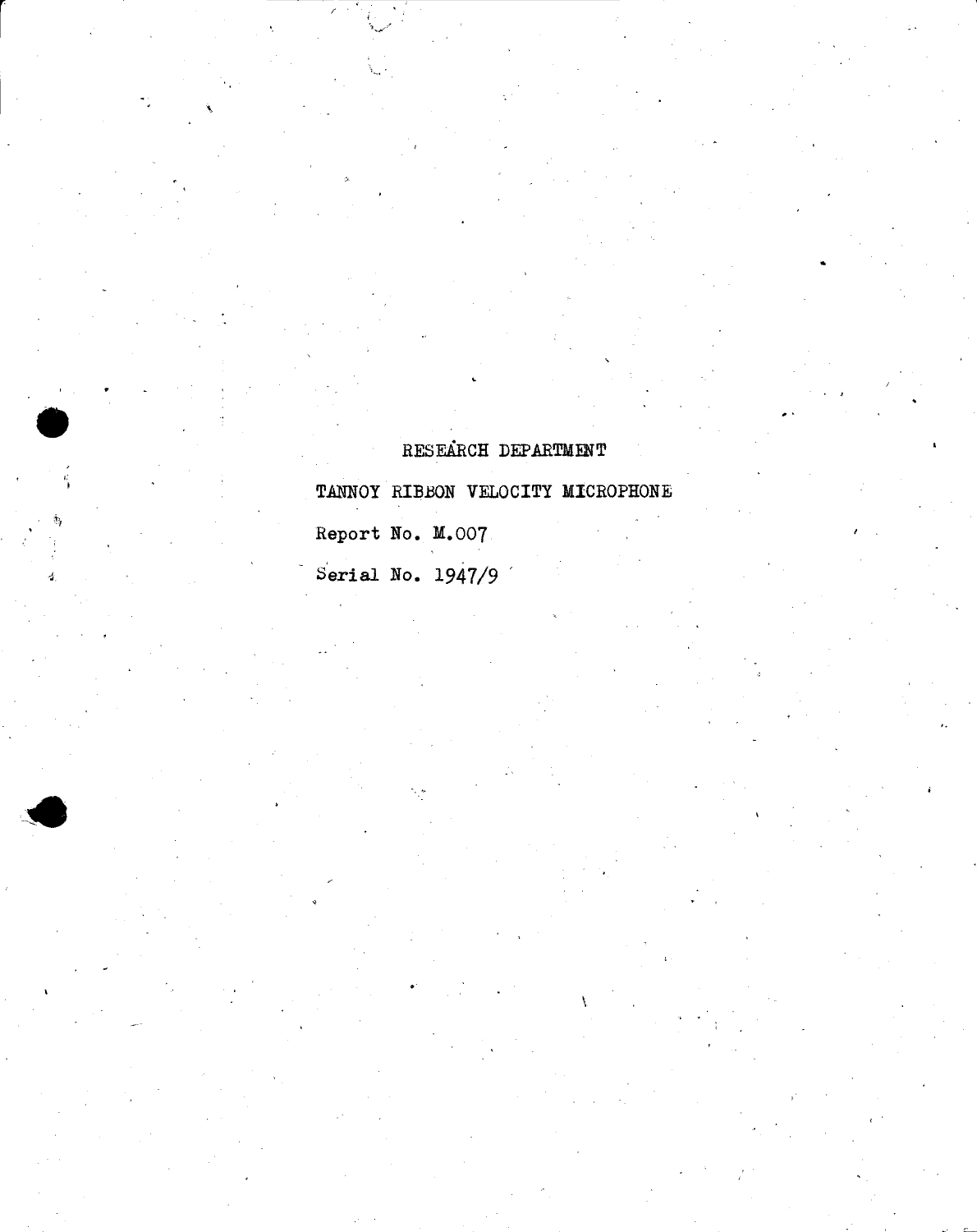RESEARCH DEPARTMENT

TANNOY RIBBON VELOCITY MICROPHONE

Report No. M.007

Serial No. 1947/9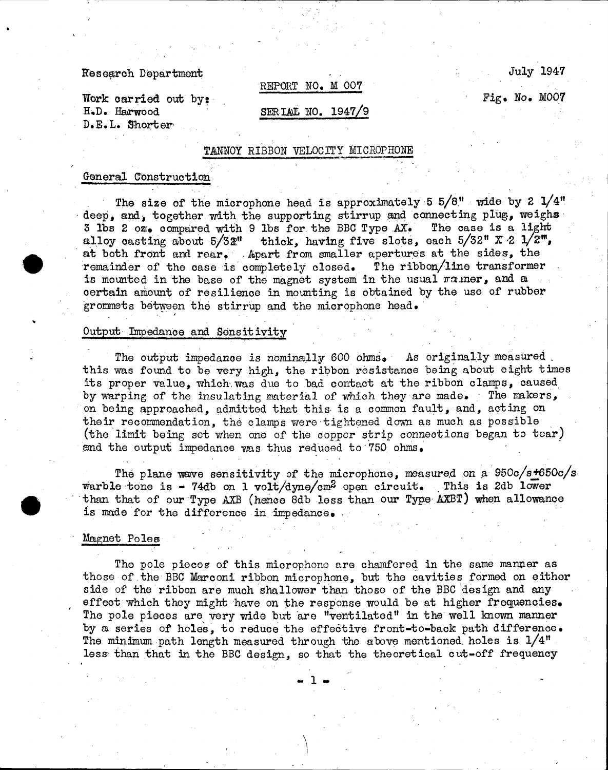Research Department

July 1947

REPORT NO. M 007

Fig. No. M007

Work carried out by:
H.D. Harwood
D.E.L. Shorter

SERIAL NO. 1947/9

# TANNOY RIBBON VELOCITY MICROPHONE

## General Construction

The size of the microphone head is approximately 5 5/8" wide by 2 1/4" deep, and, together with the supporting stirrup and connecting plug, weighs 3 lbs 2 oz. compared with 9 lbs for the BBC Type AX. The case is a light alloy casting about 5/32" thick, having five slots, each 5/32" X 2 1/2", at both front and rear. Apart from smaller apertures at the sides, the remainder of the case is completely closed. The ribbon/line transformer is mounted in the base of the magnet system in the usual manner, and a certain amount of resilience in mounting is obtained by the use of rubber grommets between the stirrup and the microphone head.

## Output Impedance and Sensitivity

The output impedance is nominally 600 ohms. As originally measured this was found to be very high, the ribbon resistance being about eight times its proper value, which was due to bad contact at the ribbon clamps, caused by warping of the insulating material of which they are made. The makers, on being approached, admitted that this is a common fault, and, acting on their recommendation, the clamps were tightened down as much as possible (the limit being set when one of the copper strip connections began to tear) and the output impedance was thus reduced to 750 ohms.

The plane wave sensitivity of the microphone, measured on a 950c/s$\pm$650c/s warble tone is - 74db on 1 volt/dyne/cm$^2$ open circuit. This is 2db lower than that of our Type AXB (hence 8db less than our Type AXBT) when allowance is made for the difference in impedance.

## Magnet Poles

The pole pieces of this microphone are chamfered in the same manner as those of the BBC Marconi ribbon microphone, but the cavities formed on either side of the ribbon are much shallower than those of the BBC design and any effect which they might have on the response would be at higher frequencies. The pole pieces are very wide but are "ventilated" in the well known manner by a series of holes, to reduce the effective front-to-back path difference. The minimum path length measured through the above mentioned holes is 1/4" less than that in the BBC design, so that the theoretical cut-off frequency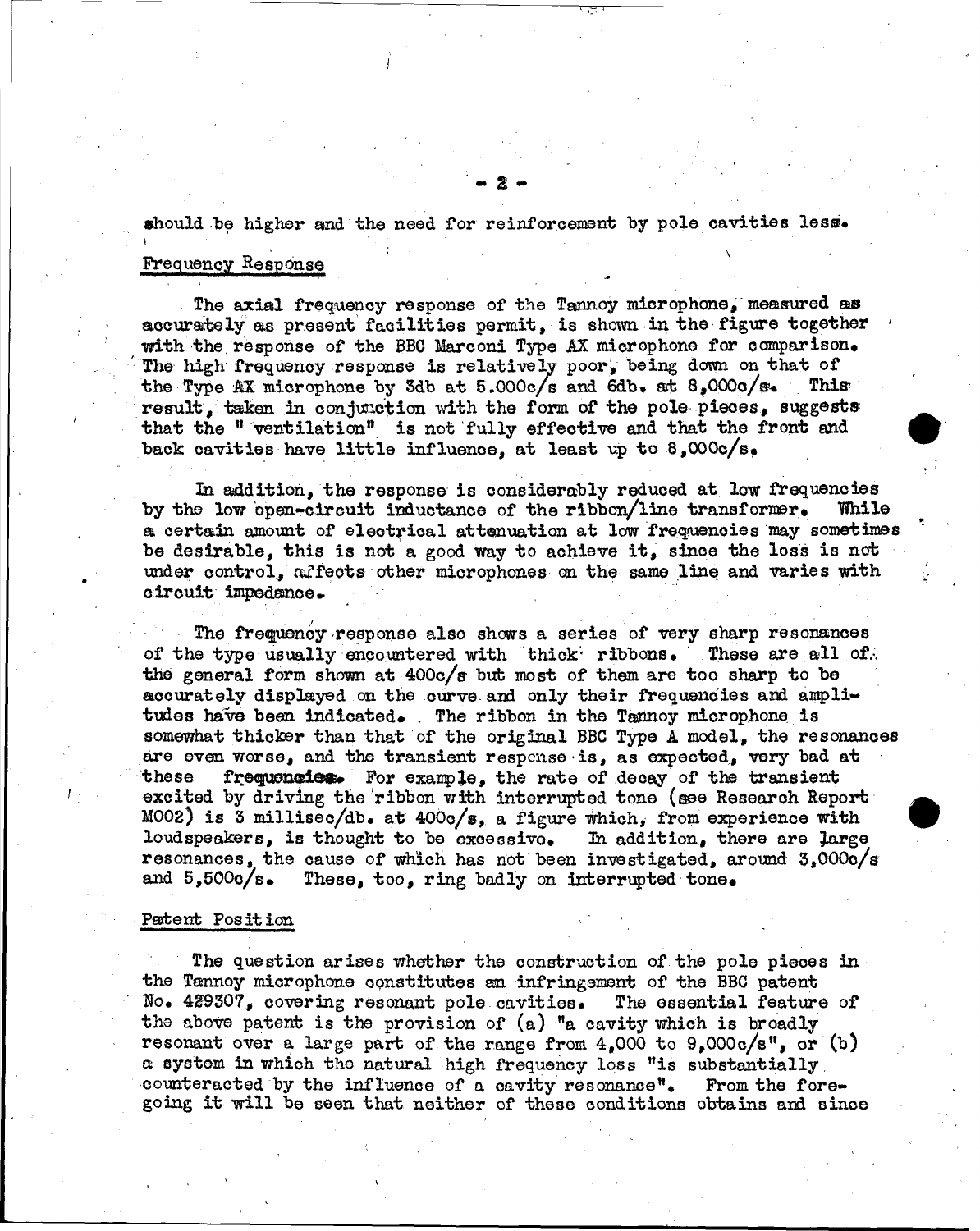should be higher and the need for reinforcement by pole cavities less.

## Frequency Response

The axial frequency response of the Tannoy microphone, measured as accurately as present facilities permit, is shown in the figure together with the response of the BBC Marconi Type AX microphone for comparison. The high frequency response is relatively poor, being down on that of the Type AX microphone by 3db at 5.000c/s and 6db. at 8,000c/s. This result, taken in conjunction with the form of the pole pieces, suggests that the " ventilation" is not fully effective and that the front and back cavities have little influence, at least up to 8,000c/s.

In addition, the response is considerably reduced at low frequencies by the low open-circuit inductance of the ribbon/line transformer. While a certain amount of electrical attenuation at low frequencies may sometimes be desirable, this is not a good way to achieve it, since the loss is not under control, affects other microphones on the same line and varies with circuit impedance.

The frequency response also shows a series of very sharp resonances of the type usually encountered with thick ribbons. These are all of the general form shown at 400c/s but most of them are too sharp to be accurately displayed on the curve and only their frequencies and amplitudes have been indicated. The ribbon in the Tannoy microphone is somewhat thicker than that of the original BBC Type A model, the resonances are even worse, and the transient response is, as expected, very bad at these frequencies. For example, the rate of decay of the transient excited by driving the ribbon with interrupted tone (see Research Report M002) is 3 millisec/db. at 400c/s, a figure which, from experience with loudspeakers, is thought to be excessive. In addition, there are large resonances, the cause of which has not been investigated, around 3,000c/s and 5,500c/s. These, too, ring badly on interrupted tone.

## Patent Position

The question arises whether the construction of the pole pieces in the Tannoy microphone constitutes an infringement of the BBC patent No. 429307, covering resonant pole cavities. The essential feature of the above patent is the provision of (a) "a cavity which is broadly resonant over a large part of the range from 4,000 to 9,000c/s", or (b) a system in which the natural high frequency loss "is substantially counteracted by the influence of a cavity resonance". From the foregoing it will be seen that neither of these conditions obtains and since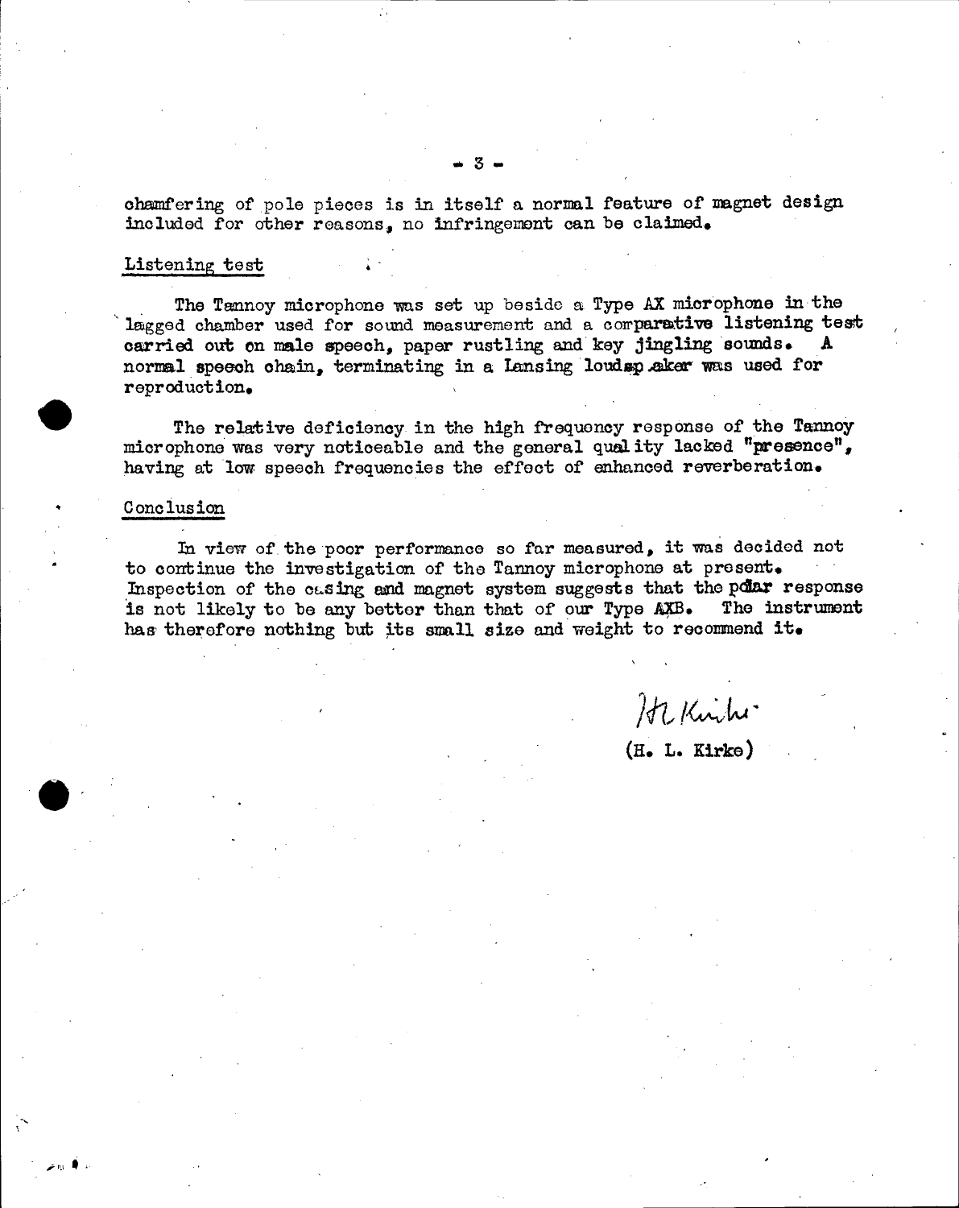chamfering of pole pieces is in itself a normal feature of magnet design included for other reasons, no infringement can be claimed.

## Listening test

The Tannoy microphone was set up beside a Type AX microphone in the lagged chamber used for sound measurement and a comparative listening test carried out on male speech, paper rustling and key jingling sounds. A normal speech chain, terminating in a Lansing loudspeaker was used for reproduction.

The relative deficiency in the high frequency response of the Tannoy microphone was very noticeable and the general quality lacked "presence", having at low speech frequencies the effect of enhanced reverberation.

## Conclusion

In view of the poor performance so far measured, it was decided not to continue the investigation of the Tannoy microphone at present. Inspection of the casing and magnet system suggests that the polar response is not likely to be any better than that of our Type AXB. The instrument has therefore nothing but its small size and weight to recommend it.

H L Kirke

(H. L. Kirke)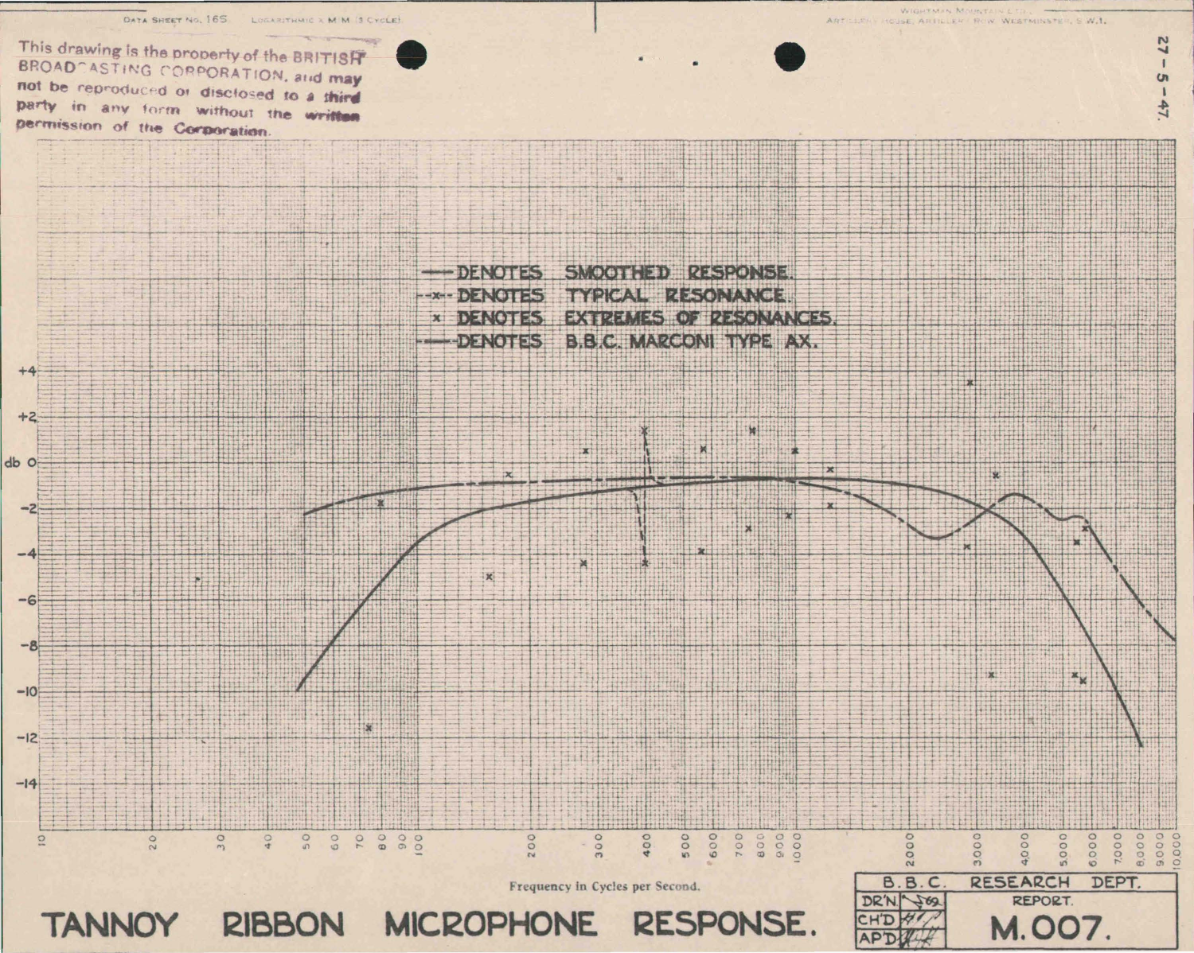DATA SHEET No. 165 LOGARITHMIC x M.M. (3 CYCLE)

WIGHTMAN MOUNTAIN LTD. ARTILLERY HOUSE, ARTILLERY ROW, WESTMINSTER, S.W.1.

27 – 5 – 47.

This drawing is the property of the BRITISH BROADCASTING CORPORATION, and may not be reproduced or disclosed to a third party in any form without the written permission of the Corporation.

—— DENOTES SMOOTHED RESPONSE.

--x-- DENOTES TYPICAL RESONANCE.

x DENOTES EXTREMES OF RESONANCES.

—·— DENOTES B.B.C. MARCONI TYPE AX.

db

+4
+2
0
-2
-4
-6
-8
-10
-12
-14

10 20 30 40 50 60 70 80 90 100 200 300 400 500 600 700 800 900 1000 2000 3000 4000 5000 6000 7000 8000 9000 10,000

Frequency in Cycles per Second.

# TANNOY RIBBON MICROPHONE RESPONSE.

| B.B.C. | RESEARCH DEPT. |
|---|---|
| DR'N. | REPORT. |
| CH'D. | M.007. |
| AP'D. | |